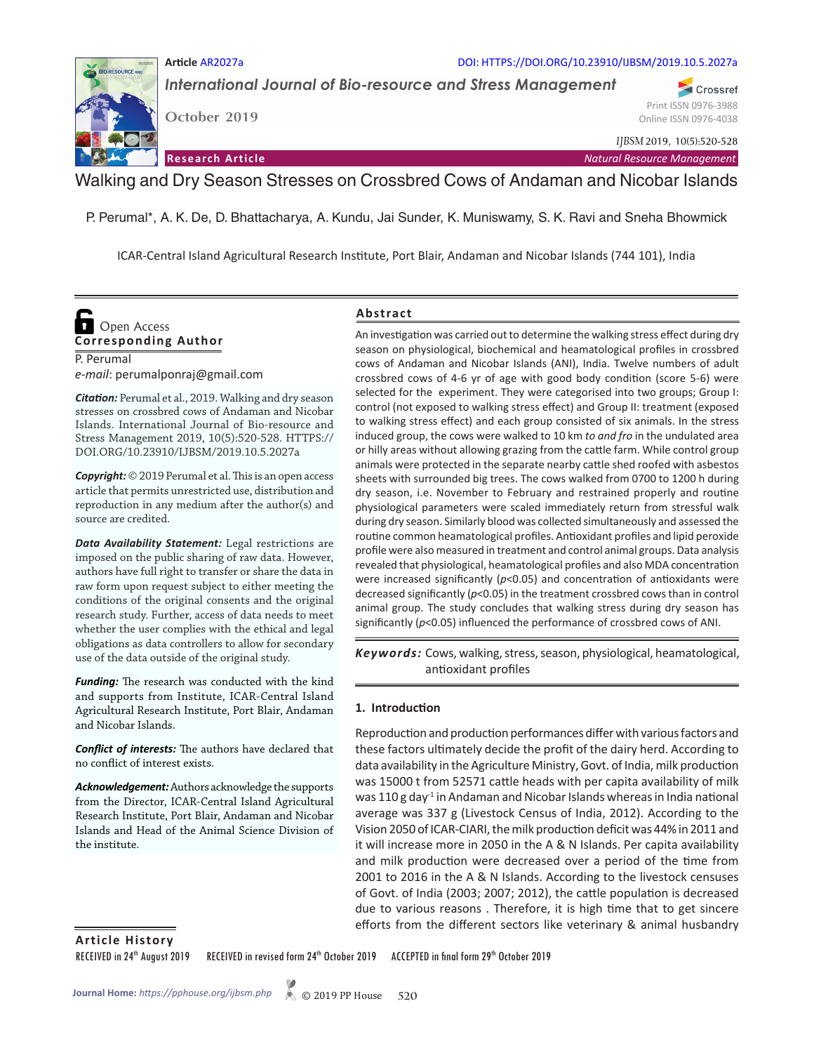Article AR2027a

DOI: HTTPS://DOI.ORG/10.23910/IJBSM/2019.10.5.2027a

*International Journal of Bio-resource and Stress Management*

October 2019

Print ISSN 0976-3988
Online ISSN 0976-4038

*IJBSM* 2019, 10(5):520-528

**Research Article** — *Natural Resource Management*

# Walking and Dry Season Stresses on Crossbred Cows of Andaman and Nicobar Islands

P. Perumal*, A. K. De, D. Bhattacharya, A. Kundu, Jai Sunder, K. Muniswamy, S. K. Ravi and Sneha Bhowmick

ICAR-Central Island Agricultural Research Institute, Port Blair, Andaman and Nicobar Islands (744 101), India

Open Access

**Corresponding Author**

P. Perumal
*e-mail*: perumalponraj@gmail.com

***Citation:*** Perumal et al., 2019. Walking and dry season stresses on crossbred cows of Andaman and Nicobar Islands. International Journal of Bio-resource and Stress Management 2019, 10(5):520-528. HTTPS://DOI.ORG/10.23910/IJBSM/2019.10.5.2027a

***Copyright:*** © 2019 Perumal et al. This is an open access article that permits unrestricted use, distribution and reproduction in any medium after the author(s) and source are credited.

***Data Availability Statement:*** Legal restrictions are imposed on the public sharing of raw data. However, authors have full right to transfer or share the data in raw form upon request subject to either meeting the conditions of the original consents and the original research study. Further, access of data needs to meet whether the user complies with the ethical and legal obligations as data controllers to allow for secondary use of the data outside of the original study.

***Funding:*** The research was conducted with the kind and supports from Institute, ICAR-Central Island Agricultural Research Institute, Port Blair, Andaman and Nicobar Islands.

***Conflict of interests:*** The authors have declared that no conflict of interest exists.

***Acknowledgement:*** Authors acknowledge the supports from the Director, ICAR-Central Island Agricultural Research Institute, Port Blair, Andaman and Nicobar Islands and Head of the Animal Science Division of the institute.

## Abstract

An investigation was carried out to determine the walking stress effect during dry season on physiological, biochemical and heamatological profiles in crossbred cows of Andaman and Nicobar Islands (ANI), India. Twelve numbers of adult crossbred cows of 4-6 yr of age with good body condition (score 5-6) were selected for the experiment. They were categorised into two groups; Group I: control (not exposed to walking stress effect) and Group II: treatment (exposed to walking stress effect) and each group consisted of six animals. In the stress induced group, the cows were walked to 10 km *to and fro* in the undulated area or hilly areas without allowing grazing from the cattle farm. While control group animals were protected in the separate nearby cattle shed roofed with asbestos sheets with surrounded big trees. The cows walked from 0700 to 1200 h during dry season, i.e. November to February and restrained properly and routine physiological parameters were scaled immediately return from stressful walk during dry season. Similarly blood was collected simultaneously and assessed the routine common heamatological profiles. Antioxidant profiles and lipid peroxide profile were also measured in treatment and control animal groups. Data analysis revealed that physiological, heamatological profiles and also MDA concentration were increased significantly ($p<0.05$) and concentration of antioxidants were decreased significantly ($p<0.05$) in the treatment crossbred cows than in control animal group. The study concludes that walking stress during dry season has significantly ($p<0.05$) influenced the performance of crossbred cows of ANI.

***Keywords:*** Cows, walking, stress, season, physiological, heamatological, antioxidant profiles

## 1. Introduction

Reproduction and production performances differ with various factors and these factors ultimately decide the profit of the dairy herd. According to data availability in the Agriculture Ministry, Govt. of India, milk production was 15000 t from 52571 cattle heads with per capita availability of milk was 110 g day$^{-1}$ in Andaman and Nicobar Islands whereas in India national average was 337 g (Livestock Census of India, 2012). According to the Vision 2050 of ICAR-CIARI, the milk production deficit was 44% in 2011 and it will increase more in 2050 in the A & N Islands. Per capita availability and milk production were decreased over a period of the time from 2001 to 2016 in the A & N Islands. According to the livestock censuses of Govt. of India (2003; 2007; 2012), the cattle population is decreased due to various reasons . Therefore, it is high time that to get sincere efforts from the different sectors like veterinary & animal husbandry

**Article History**

RECEIVED in 24th August 2019 RECEIVED in revised form 24th October 2019 ACCEPTED in final form 29th October 2019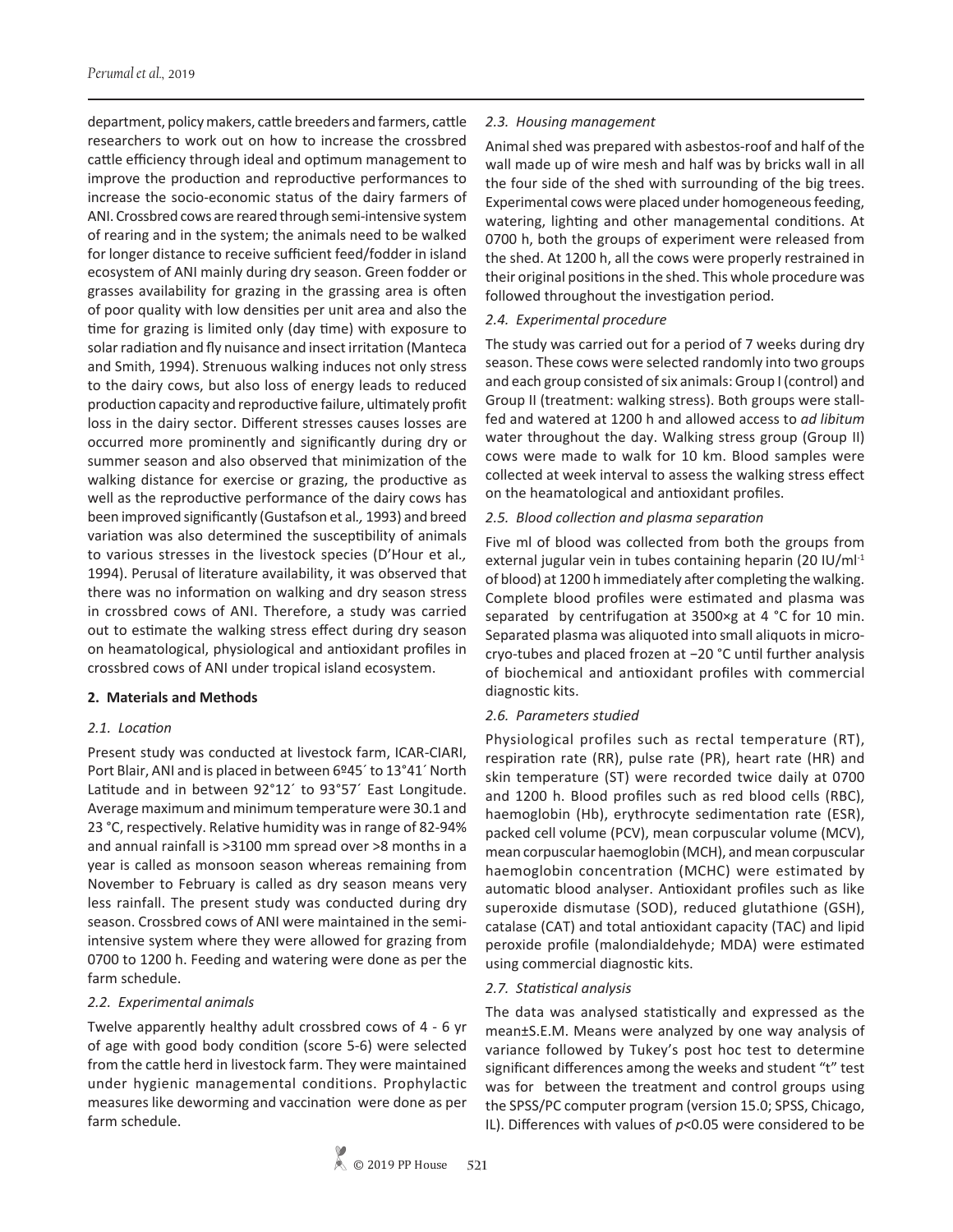department, policy makers, cattle breeders and farmers, cattle researchers to work out on how to increase the crossbred cattle efficiency through ideal and optimum management to improve the production and reproductive performances to increase the socio-economic status of the dairy farmers of ANI. Crossbred cows are reared through semi-intensive system of rearing and in the system; the animals need to be walked for longer distance to receive sufficient feed/fodder in island ecosystem of ANI mainly during dry season. Green fodder or grasses availability for grazing in the grassing area is often of poor quality with low densities per unit area and also the time for grazing is limited only (day time) with exposure to solar radiation and fly nuisance and insect irritation (Manteca and Smith, 1994). Strenuous walking induces not only stress to the dairy cows, but also loss of energy leads to reduced production capacity and reproductive failure, ultimately profit loss in the dairy sector. Different stresses causes losses are occurred more prominently and significantly during dry or summer season and also observed that minimization of the walking distance for exercise or grazing, the productive as well as the reproductive performance of the dairy cows has been improved significantly (Gustafson et al*.,* 1993) and breed variation was also determined the susceptibility of animals to various stresses in the livestock species (D'Hour et al*.,* 1994). Perusal of literature availability, it was observed that there was no information on walking and dry season stress in crossbred cows of ANI. Therefore, a study was carried out to estimate the walking stress effect during dry season on heamatological, physiological and antioxidant profiles in crossbred cows of ANI under tropical island ecosystem.

## 2. Materials and Methods

### *2.1. Location*

Present study was conducted at livestock farm, ICAR-CIARI, Port Blair, ANI and is placed in between 6º45´ to 13°41´ North Latitude and in between 92°12´ to 93°57´ East Longitude. Average maximum and minimum temperature were 30.1 and 23 °C, respectively. Relative humidity was in range of 82-94% and annual rainfall is >3100 mm spread over >8 months in a year is called as monsoon season whereas remaining from November to February is called as dry season means very less rainfall. The present study was conducted during dry season. Crossbred cows of ANI were maintained in the semi-intensive system where they were allowed for grazing from 0700 to 1200 h. Feeding and watering were done as per the farm schedule.

### *2.2. Experimental animals*

Twelve apparently healthy adult crossbred cows of 4 - 6 yr of age with good body condition (score 5-6) were selected from the cattle herd in livestock farm. They were maintained under hygienic managemental conditions. Prophylactic measures like deworming and vaccination were done as per farm schedule.

### *2.3. Housing management*

Animal shed was prepared with asbestos-roof and half of the wall made up of wire mesh and half was by bricks wall in all the four side of the shed with surrounding of the big trees. Experimental cows were placed under homogeneous feeding, watering, lighting and other managemental conditions. At 0700 h, both the groups of experiment were released from the shed. At 1200 h, all the cows were properly restrained in their original positions in the shed. This whole procedure was followed throughout the investigation period.

### *2.4. Experimental procedure*

The study was carried out for a period of 7 weeks during dry season. These cows were selected randomly into two groups and each group consisted of six animals: Group I (control) and Group II (treatment: walking stress). Both groups were stall-fed and watered at 1200 h and allowed access to *ad libitum* water throughout the day. Walking stress group (Group II) cows were made to walk for 10 km. Blood samples were collected at week interval to assess the walking stress effect on the heamatological and antioxidant profiles.

### *2.5. Blood collection and plasma separation*

Five ml of blood was collected from both the groups from external jugular vein in tubes containing heparin (20 IU/ml$^{-1}$ of blood) at 1200 h immediately after completing the walking. Complete blood profiles were estimated and plasma was separated by centrifugation at 3500×g at 4 °C for 10 min. Separated plasma was aliquoted into small aliquots in micro-cryo-tubes and placed frozen at −20 °C until further analysis of biochemical and antioxidant profiles with commercial diagnostic kits.

### *2.6. Parameters studied*

Physiological profiles such as rectal temperature (RT), respiration rate (RR), pulse rate (PR), heart rate (HR) and skin temperature (ST) were recorded twice daily at 0700 and 1200 h. Blood profiles such as red blood cells (RBC), haemoglobin (Hb), erythrocyte sedimentation rate (ESR), packed cell volume (PCV), mean corpuscular volume (MCV), mean corpuscular haemoglobin (MCH), and mean corpuscular haemoglobin concentration (MCHC) were estimated by automatic blood analyser. Antioxidant profiles such as like superoxide dismutase (SOD), reduced glutathione (GSH), catalase (CAT) and total antioxidant capacity (TAC) and lipid peroxide profile (malondialdehyde; MDA) were estimated using commercial diagnostic kits.

### *2.7. Statistical analysis*

The data was analysed statistically and expressed as the mean±S.E.M. Means were analyzed by one way analysis of variance followed by Tukey's post hoc test to determine significant differences among the weeks and student "t" test was for between the treatment and control groups using the SPSS/PC computer program (version 15.0; SPSS, Chicago, IL). Differences with values of $p$<0.05 were considered to be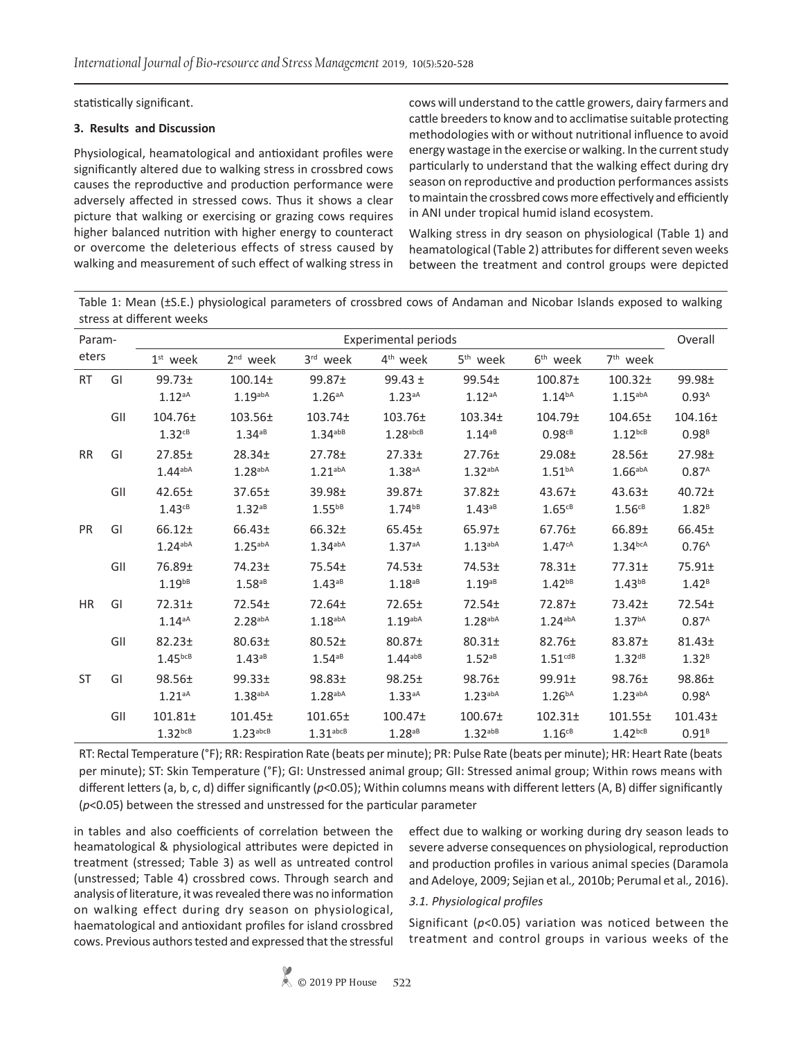statistically significant.

### 3. Results and Discussion

Physiological, heamatological and antioxidant profiles were significantly altered due to walking stress in crossbred cows causes the reproductive and production performance were adversely affected in stressed cows. Thus it shows a clear picture that walking or exercising or grazing cows requires higher balanced nutrition with higher energy to counteract or overcome the deleterious effects of stress caused by walking and measurement of such effect of walking stress in cows will understand to the cattle growers, dairy farmers and cattle breeders to know and to acclimatise suitable protecting methodologies with or without nutritional influence to avoid energy wastage in the exercise or walking. In the current study particularly to understand that the walking effect during dry season on reproductive and production performances assists to maintain the crossbred cows more effectively and efficiently in ANI under tropical humid island ecosystem.

Walking stress in dry season on physiological (Table 1) and heamatological (Table 2) attributes for different seven weeks between the treatment and control groups were depicted in tables and also coefficients of correlation between the heamatological & physiological attributes were depicted in treatment (stressed; Table 3) as well as untreated control (unstressed; Table 4) crossbred cows. Through search and analysis of literature, it was revealed there was no information on walking effect during dry season on physiological, haematological and antioxidant profiles for island crossbred cows. Previous authors tested and expressed that the stressful effect due to walking or working during dry season leads to severe adverse consequences on physiological, reproduction and production profiles in various animal species (Daramola and Adeloye, 2009; Sejian et al*.,* 2010b; Perumal et al*.,* 2016).

Table 1: Mean (±S.E.) physiological parameters of crossbred cows of Andaman and Nicobar Islands exposed to walking stress at different weeks

| Parameters | | Experimental periods | | | | | | | Overall |
|---|---|---|---|---|---|---|---|---|---|
| | | 1st week | 2nd week | 3rd week | 4th week | 5th week | 6th week | 7th week | |
| RT | GI | 99.73±1.12$^{aA}$ | 100.14±1.19$^{abA}$ | 99.87±1.26$^{aA}$ | 99.43 ±1.23$^{aA}$ | 99.54±1.12$^{aA}$ | 100.87±1.14$^{bA}$ | 100.32±1.15$^{abA}$ | 99.98±0.93$^{A}$ |
| | GII | 104.76±1.32$^{cB}$ | 103.56±1.34$^{aB}$ | 103.74±1.34$^{abB}$ | 103.76±1.28$^{abcB}$ | 103.34±1.14$^{aB}$ | 104.79±0.98$^{cB}$ | 104.65±1.12$^{bcB}$ | 104.16±0.98$^{B}$ |
| RR | GI | 27.85±1.44$^{abA}$ | 28.34±1.28$^{abA}$ | 27.78±1.21$^{abA}$ | 27.33±1.38$^{aA}$ | 27.76±1.32$^{abA}$ | 29.08±1.51$^{bA}$ | 28.56±1.66$^{abA}$ | 27.98±0.87$^{A}$ |
| | GII | 42.65±1.43$^{cB}$ | 37.65±1.32$^{aB}$ | 39.98±1.55$^{bB}$ | 39.87±1.74$^{bB}$ | 37.82±1.43$^{aB}$ | 43.67±1.65$^{cB}$ | 43.63±1.56$^{cB}$ | 40.72±1.82$^{B}$ |
| PR | GI | 66.12±1.24$^{abA}$ | 66.43±1.25$^{abA}$ | 66.32±1.34$^{abA}$ | 65.45±1.37$^{aA}$ | 65.97±1.13$^{abA}$ | 67.76±1.47$^{cA}$ | 66.89±1.34$^{bcA}$ | 66.45±0.76$^{A}$ |
| | GII | 76.89±1.19$^{bB}$ | 74.23±1.58$^{aB}$ | 75.54±1.43$^{aB}$ | 74.53±1.18$^{aB}$ | 74.53±1.19$^{aB}$ | 78.31±1.42$^{bB}$ | 77.31±1.43$^{bB}$ | 75.91±1.42$^{B}$ |
| HR | GI | 72.31±1.14$^{aA}$ | 72.54±2.28$^{abA}$ | 72.64±1.18$^{abA}$ | 72.65±1.19$^{abA}$ | 72.54±1.28$^{abA}$ | 72.87±1.24$^{abA}$ | 73.42±1.37$^{bA}$ | 72.54±0.87$^{A}$ |
| | GII | 82.23±1.45$^{bcB}$ | 80.63±1.43$^{aB}$ | 80.52±1.54$^{aB}$ | 80.87±1.44$^{abB}$ | 80.31±1.52$^{aB}$ | 82.76±1.51$^{cdB}$ | 83.87±1.32$^{dB}$ | 81.43±1.32$^{B}$ |
| ST | GI | 98.56±1.21$^{aA}$ | 99.33±1.38$^{abA}$ | 98.83±1.28$^{abA}$ | 98.25±1.33$^{aA}$ | 98.76±1.23$^{abA}$ | 99.91±1.26$^{bA}$ | 98.76±1.23$^{abA}$ | 98.86±0.98$^{A}$ |
| | GII | 101.81±1.32$^{bcB}$ | 101.45±1.23$^{abcB}$ | 101.65±1.31$^{abcB}$ | 100.47±1.28$^{aB}$ | 100.67±1.32$^{abB}$ | 102.31±1.16$^{cB}$ | 101.55±1.42$^{bcB}$ | 101.43±0.91$^{B}$ |

RT: Rectal Temperature (°F); RR: Respiration Rate (beats per minute); PR: Pulse Rate (beats per minute); HR: Heart Rate (beats per minute); ST: Skin Temperature (°F); GI: Unstressed animal group; GII: Stressed animal group; Within rows means with different letters (a, b, c, d) differ significantly ($p$<0.05); Within columns means with different letters (A, B) differ significantly ($p$<0.05) between the stressed and unstressed for the particular parameter

#### *3.1. Physiological profiles*

Significant ($p$<0.05) variation was noticed between the treatment and control groups in various weeks of the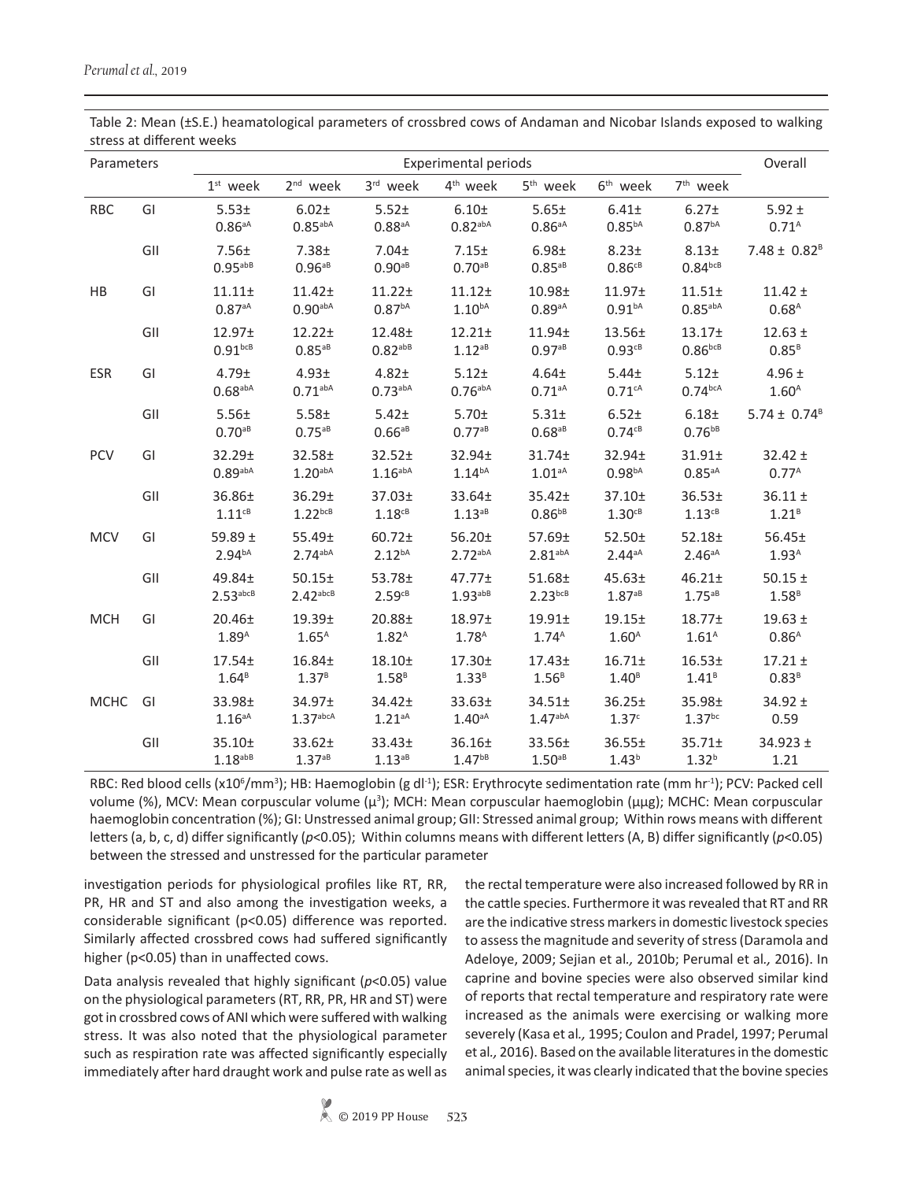Table 2: Mean (±S.E.) heamatological parameters of crossbred cows of Andaman and Nicobar Islands exposed to walking stress at different weeks

| Parameters | | Experimental periods | | | | | | | Overall |
|---|---|---|---|---|---|---|---|---|---|
| | | 1st week | 2nd week | 3rd week | 4th week | 5th week | 6th week | 7th week | |
| RBC | GI | 5.53± 0.86$^{aA}$ | 6.02± 0.85$^{abA}$ | 5.52± 0.88$^{aA}$ | 6.10± 0.82$^{abA}$ | 5.65± 0.86$^{aA}$ | 6.41± 0.85$^{bA}$ | 6.27± 0.87$^{bA}$ | 5.92 ± 0.71$^{A}$ |
| | GII | 7.56± 0.95$^{abB}$ | 7.38± 0.96$^{aB}$ | 7.04± 0.90$^{aB}$ | 7.15± 0.70$^{aB}$ | 6.98± 0.85$^{aB}$ | 8.23± 0.86$^{cB}$ | 8.13± 0.84$^{bcB}$ | 7.48 ± 0.82$^{B}$ |
| HB | GI | 11.11± 0.87$^{aA}$ | 11.42± 0.90$^{abA}$ | 11.22± 0.87$^{bA}$ | 11.12± 1.10$^{bA}$ | 10.98± 0.89$^{aA}$ | 11.97± 0.91$^{bA}$ | 11.51± 0.85$^{abA}$ | 11.42 ± 0.68$^{A}$ |
| | GII | 12.97± 0.91$^{bcB}$ | 12.22± 0.85$^{aB}$ | 12.48± 0.82$^{abB}$ | 12.21± 1.12$^{aB}$ | 11.94± 0.97$^{aB}$ | 13.56± 0.93$^{cB}$ | 13.17± 0.86$^{bcB}$ | 12.63 ± 0.85$^{B}$ |
| ESR | GI | 4.79± 0.68$^{abA}$ | 4.93± 0.71$^{abA}$ | 4.82± 0.73$^{abA}$ | 5.12± 0.76$^{abA}$ | 4.64± 0.71$^{aA}$ | 5.44± 0.71$^{cA}$ | 5.12± 0.74$^{bcA}$ | 4.96 ± 1.60$^{A}$ |
| | GII | 5.56± 0.70$^{aB}$ | 5.58± 0.75$^{aB}$ | 5.42± 0.66$^{aB}$ | 5.70± 0.77$^{aB}$ | 5.31± 0.68$^{aB}$ | 6.52± 0.74$^{cB}$ | 6.18± 0.76$^{bB}$ | 5.74 ± 0.74$^{B}$ |
| PCV | GI | 32.29± 0.89$^{abA}$ | 32.58± 1.20$^{abA}$ | 32.52± 1.16$^{abA}$ | 32.94± 1.14$^{bA}$ | 31.74± 1.01$^{aA}$ | 32.94± 0.98$^{bA}$ | 31.91± 0.85$^{aA}$ | 32.42 ± 0.77$^{A}$ |
| | GII | 36.86± 1.11$^{cB}$ | 36.29± 1.22$^{bcB}$ | 37.03± 1.18$^{cB}$ | 33.64± 1.13$^{aB}$ | 35.42± 0.86$^{bB}$ | 37.10± 1.30$^{cB}$ | 36.53± 1.13$^{cB}$ | 36.11 ± 1.21$^{B}$ |
| MCV | GI | 59.89 ± 2.94$^{bA}$ | 55.49± 2.74$^{abA}$ | 60.72± 2.12$^{bA}$ | 56.20± 2.72$^{abA}$ | 57.69± 2.81$^{abA}$ | 52.50± 2.44$^{aA}$ | 52.18± 2.46$^{aA}$ | 56.45± 1.93$^{A}$ |
| | GII | 49.84± 2.53$^{abcB}$ | 50.15± 2.42$^{abcB}$ | 53.78± 2.59$^{cB}$ | 47.77± 1.93$^{abB}$ | 51.68± 2.23$^{bcB}$ | 45.63± 1.87$^{aB}$ | 46.21± 1.75$^{aB}$ | 50.15 ± 1.58$^{B}$ |
| MCH | GI | 20.46± 1.89$^{A}$ | 19.39± 1.65$^{A}$ | 20.88± 1.82$^{A}$ | 18.97± 1.78$^{A}$ | 19.91± 1.74$^{A}$ | 19.15± 1.60$^{A}$ | 18.77± 1.61$^{A}$ | 19.63 ± 0.86$^{A}$ |
| | GII | 17.54± 1.64$^{B}$ | 16.84± 1.37$^{B}$ | 18.10± 1.58$^{B}$ | 17.30± 1.33$^{B}$ | 17.43± 1.56$^{B}$ | 16.71± 1.40$^{B}$ | 16.53± 1.41$^{B}$ | 17.21 ± 0.83$^{B}$ |
| MCHC | GI | 33.98± 1.16$^{aA}$ | 34.97± 1.37$^{abcA}$ | 34.42± 1.21$^{aA}$ | 33.63± 1.40$^{aA}$ | 34.51± 1.47$^{abA}$ | 36.25± 1.37$^{c}$ | 35.98± 1.37$^{bc}$ | 34.92 ± 0.59 |
| | GII | 35.10± 1.18$^{abB}$ | 33.62± 1.37$^{aB}$ | 33.43± 1.13$^{aB}$ | 36.16± 1.47$^{bB}$ | 33.56± 1.50$^{aB}$ | 36.55± 1.43$^{b}$ | 35.71± 1.32$^{b}$ | 34.923 ± 1.21 |

RBC: Red blood cells (x10$^6$/mm$^3$); HB: Haemoglobin (g dl$^{-1}$); ESR: Erythrocyte sedimentation rate (mm hr$^{-1}$); PCV: Packed cell volume (%), MCV: Mean corpuscular volume (μ$^3$); MCH: Mean corpuscular haemoglobin (μμg); MCHC: Mean corpuscular haemoglobin concentration (%); GI: Unstressed animal group; GII: Stressed animal group; Within rows means with different letters (a, b, c, d) differ significantly ($p$<0.05); Within columns means with different letters (A, B) differ significantly ($p$<0.05) between the stressed and unstressed for the particular parameter

investigation periods for physiological profiles like RT, RR, PR, HR and ST and also among the investigation weeks, a considerable significant (p<0.05) difference was reported. Similarly affected crossbred cows had suffered significantly higher (p<0.05) than in unaffected cows.

Data analysis revealed that highly significant ($p$<0.05) value on the physiological parameters (RT, RR, PR, HR and ST) were got in crossbred cows of ANI which were suffered with walking stress. It was also noted that the physiological parameter such as respiration rate was affected significantly especially immediately after hard draught work and pulse rate as well as the rectal temperature were also increased followed by RR in the cattle species. Furthermore it was revealed that RT and RR are the indicative stress markers in domestic livestock species to assess the magnitude and severity of stress (Daramola and Adeloye, 2009; Sejian et al*.,* 2010b; Perumal et al*.,* 2016). In caprine and bovine species were also observed similar kind of reports that rectal temperature and respiratory rate were increased as the animals were exercising or walking more severely (Kasa et al*.,* 1995; Coulon and Pradel, 1997; Perumal et al*.,* 2016). Based on the available literatures in the domestic animal species, it was clearly indicated that the bovine species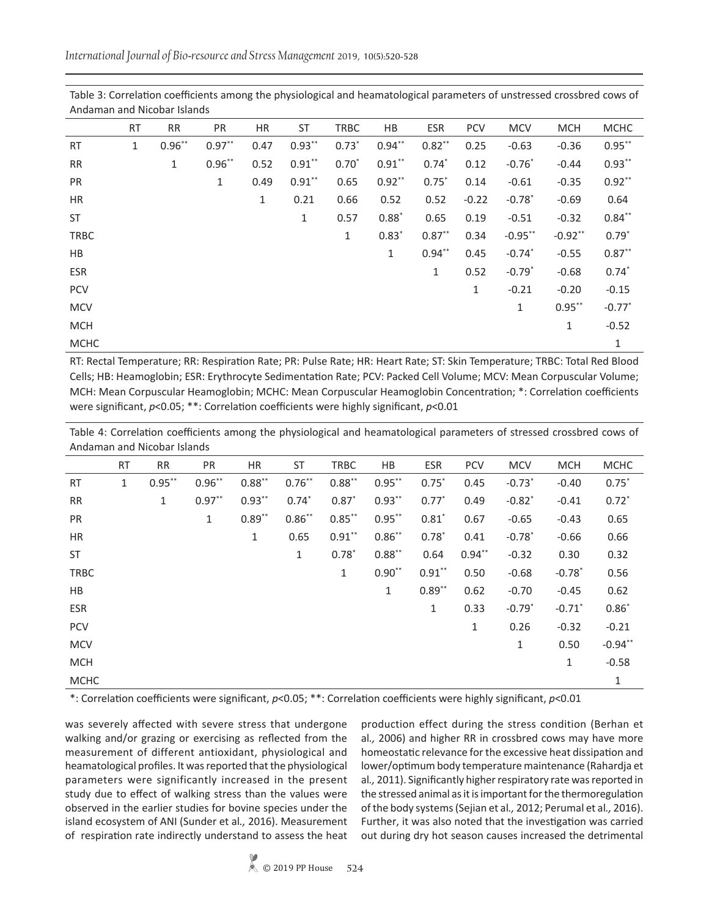Table 3: Correlation coefficients among the physiological and heamatological parameters of unstressed crossbred cows of Andaman and Nicobar Islands

| | RT | RR | PR | HR | ST | TRBC | HB | ESR | PCV | MCV | MCH | MCHC |
|---|---|---|---|---|---|---|---|---|---|---|---|---|
| RT | 1 | 0.96** | 0.97** | 0.47 | 0.93** | 0.73* | 0.94** | 0.82** | 0.25 | -0.63 | -0.36 | 0.95** |
| RR | | 1 | 0.96** | 0.52 | 0.91** | 0.70* | 0.91** | 0.74* | 0.12 | -0.76* | -0.44 | 0.93** |
| PR | | | 1 | 0.49 | 0.91** | 0.65 | 0.92** | 0.75* | 0.14 | -0.61 | -0.35 | 0.92** |
| HR | | | | 1 | 0.21 | 0.66 | 0.52 | 0.52 | -0.22 | -0.78* | -0.69 | 0.64 |
| ST | | | | | 1 | 0.57 | 0.88* | 0.65 | 0.19 | -0.51 | -0.32 | 0.84** |
| TRBC | | | | | | 1 | 0.83* | 0.87** | 0.34 | -0.95** | -0.92** | 0.79* |
| HB | | | | | | | 1 | 0.94** | 0.45 | -0.74* | -0.55 | 0.87** |
| ESR | | | | | | | | 1 | 0.52 | -0.79* | -0.68 | 0.74* |
| PCV | | | | | | | | | 1 | -0.21 | -0.20 | -0.15 |
| MCV | | | | | | | | | | 1 | 0.95** | -0.77* |
| MCH | | | | | | | | | | | 1 | -0.52 |
| MCHC | | | | | | | | | | | | 1 |

RT: Rectal Temperature; RR: Respiration Rate; PR: Pulse Rate; HR: Heart Rate; ST: Skin Temperature; TRBC: Total Red Blood Cells; HB: Heamoglobin; ESR: Erythrocyte Sedimentation Rate; PCV: Packed Cell Volume; MCV: Mean Corpuscular Volume; MCH: Mean Corpuscular Heamoglobin; MCHC: Mean Corpuscular Heamoglobin Concentration; *: Correlation coefficients were significant, $p<0.05$; **: Correlation coefficients were highly significant, $p<0.01$

Table 4: Correlation coefficients among the physiological and heamatological parameters of stressed crossbred cows of Andaman and Nicobar Islands

| | RT | RR | PR | HR | ST | TRBC | HB | ESR | PCV | MCV | MCH | MCHC |
|---|---|---|---|---|---|---|---|---|---|---|---|---|
| RT | 1 | 0.95** | 0.96** | 0.88** | 0.76** | 0.88** | 0.95** | 0.75* | 0.45 | -0.73* | -0.40 | 0.75* |
| RR | | 1 | 0.97** | 0.93** | 0.74* | 0.87* | 0.93** | 0.77* | 0.49 | -0.82* | -0.41 | 0.72* |
| PR | | | 1 | 0.89** | 0.86** | 0.85** | 0.95** | 0.81* | 0.67 | -0.65 | -0.43 | 0.65 |
| HR | | | | 1 | 0.65 | 0.91** | 0.86** | 0.78* | 0.41 | -0.78* | -0.66 | 0.66 |
| ST | | | | | 1 | 0.78* | 0.88** | 0.64 | 0.94** | -0.32 | 0.30 | 0.32 |
| TRBC | | | | | | 1 | 0.90** | 0.91** | 0.50 | -0.68 | -0.78* | 0.56 |
| HB | | | | | | | 1 | 0.89** | 0.62 | -0.70 | -0.45 | 0.62 |
| ESR | | | | | | | | 1 | 0.33 | -0.79* | -0.71* | 0.86* |
| PCV | | | | | | | | | 1 | 0.26 | -0.32 | -0.21 |
| MCV | | | | | | | | | | 1 | 0.50 | -0.94** |
| MCH | | | | | | | | | | | 1 | -0.58 |
| MCHC | | | | | | | | | | | | 1 |

*: Correlation coefficients were significant, $p<0.05$; **: Correlation coefficients were highly significant, $p<0.01$

was severely affected with severe stress that undergone walking and/or grazing or exercising as reflected from the measurement of different antioxidant, physiological and heamatological profiles. It was reported that the physiological parameters were significantly increased in the present study due to effect of walking stress than the values were observed in the earlier studies for bovine species under the island ecosystem of ANI (Sunder et al*.,* 2016). Measurement of respiration rate indirectly understand to assess the heat production effect during the stress condition (Berhan et al*.,* 2006) and higher RR in crossbred cows may have more homeostatic relevance for the excessive heat dissipation and lower/optimum body temperature maintenance (Rahardja et al*.,* 2011). Significantly higher respiratory rate was reported in the stressed animal as it is important for the thermoregulation of the body systems (Sejian et al*.,* 2012; Perumal et al*.,* 2016). Further, it was also noted that the investigation was carried out during dry hot season causes increased the detrimental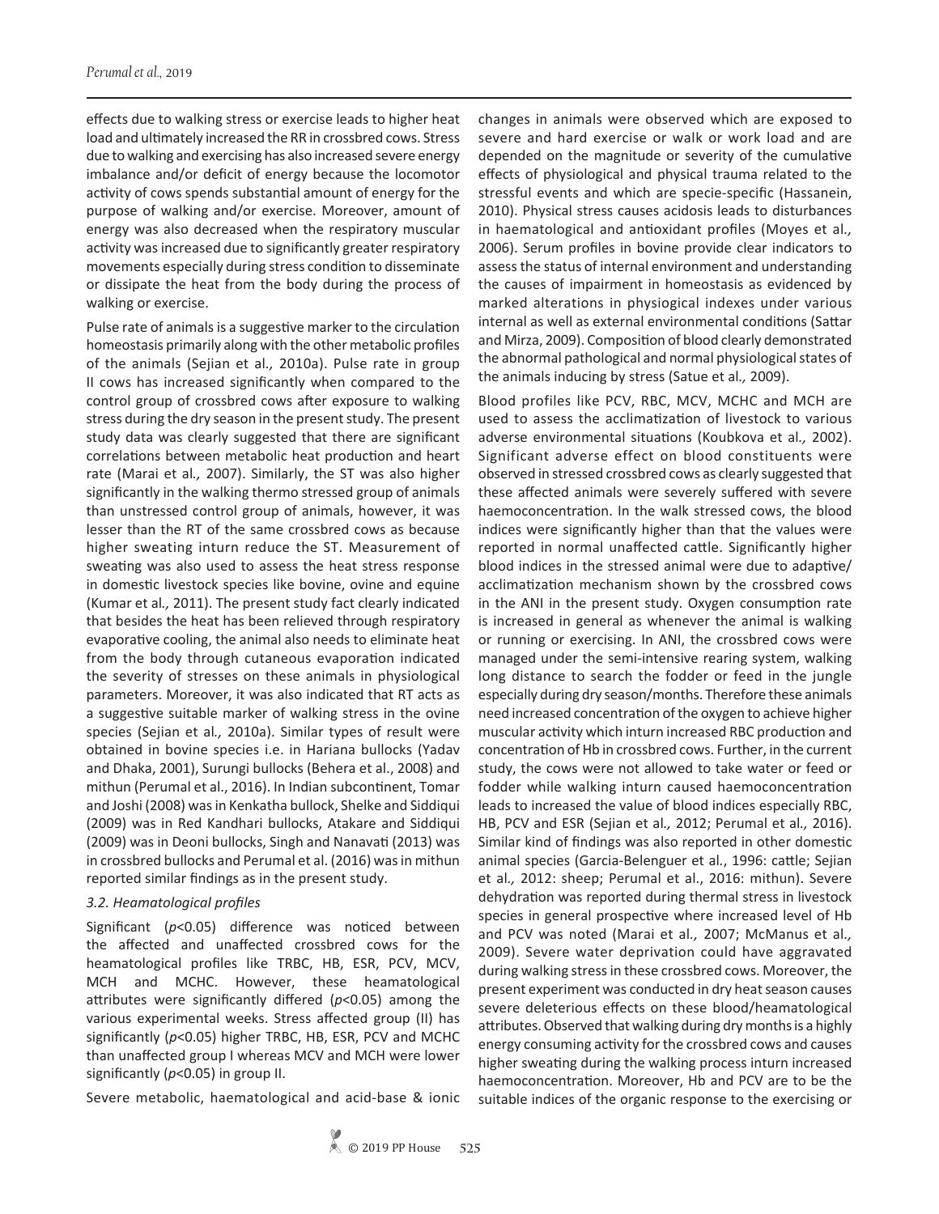effects due to walking stress or exercise leads to higher heat load and ultimately increased the RR in crossbred cows. Stress due to walking and exercising has also increased severe energy imbalance and/or deficit of energy because the locomotor activity of cows spends substantial amount of energy for the purpose of walking and/or exercise. Moreover, amount of energy was also decreased when the respiratory muscular activity was increased due to significantly greater respiratory movements especially during stress condition to disseminate or dissipate the heat from the body during the process of walking or exercise.

Pulse rate of animals is a suggestive marker to the circulation homeostasis primarily along with the other metabolic profiles of the animals (Sejian et al., 2010a). Pulse rate in group II cows has increased significantly when compared to the control group of crossbred cows after exposure to walking stress during the dry season in the present study. The present study data was clearly suggested that there are significant correlations between metabolic heat production and heart rate (Marai et al., 2007). Similarly, the ST was also higher significantly in the walking thermo stressed group of animals than unstressed control group of animals, however, it was lesser than the RT of the same crossbred cows as because higher sweating inturn reduce the ST. Measurement of sweating was also used to assess the heat stress response in domestic livestock species like bovine, ovine and equine (Kumar et al., 2011). The present study fact clearly indicated that besides the heat has been relieved through respiratory evaporative cooling, the animal also needs to eliminate heat from the body through cutaneous evaporation indicated the severity of stresses on these animals in physiological parameters. Moreover, it was also indicated that RT acts as a suggestive suitable marker of walking stress in the ovine species (Sejian et al., 2010a). Similar types of result were obtained in bovine species i.e. in Hariana bullocks (Yadav and Dhaka, 2001), Surungi bullocks (Behera et al., 2008) and mithun (Perumal et al., 2016). In Indian subcontinent, Tomar and Joshi (2008) was in Kenkatha bullock, Shelke and Siddiqui (2009) was in Red Kandhari bullocks, Atakare and Siddiqui (2009) was in Deoni bullocks, Singh and Nanavati (2013) was in crossbred bullocks and Perumal et al. (2016) was in mithun reported similar findings as in the present study.

### *3.2. Heamatological profiles*

Significant ($p$<0.05) difference was noticed between the affected and unaffected crossbred cows for the heamatological profiles like TRBC, HB, ESR, PCV, MCV, MCH and MCHC. However, these heamatological attributes were significantly differed ($p$<0.05) among the various experimental weeks. Stress affected group (II) has significantly ($p$<0.05) higher TRBC, HB, ESR, PCV and MCHC than unaffected group I whereas MCV and MCH were lower significantly ($p$<0.05) in group II.

Severe metabolic, haematological and acid-base & ionic changes in animals were observed which are exposed to severe and hard exercise or walk or work load and are depended on the magnitude or severity of the cumulative effects of physiological and physical trauma related to the stressful events and which are specie-specific (Hassanein, 2010). Physical stress causes acidosis leads to disturbances in haematological and antioxidant profiles (Moyes et al., 2006). Serum profiles in bovine provide clear indicators to assess the status of internal environment and understanding the causes of impairment in homeostasis as evidenced by marked alterations in physiogical indexes under various internal as well as external environmental conditions (Sattar and Mirza, 2009). Composition of blood clearly demonstrated the abnormal pathological and normal physiological states of the animals inducing by stress (Satue et al., 2009).

Blood profiles like PCV, RBC, MCV, MCHC and MCH are used to assess the acclimatization of livestock to various adverse environmental situations (Koubkova et al., 2002). Significant adverse effect on blood constituents were observed in stressed crossbred cows as clearly suggested that these affected animals were severely suffered with severe haemoconcentration. In the walk stressed cows, the blood indices were significantly higher than that the values were reported in normal unaffected cattle. Significantly higher blood indices in the stressed animal were due to adaptive/ acclimatization mechanism shown by the crossbred cows in the ANI in the present study. Oxygen consumption rate is increased in general as whenever the animal is walking or running or exercising. In ANI, the crossbred cows were managed under the semi-intensive rearing system, walking long distance to search the fodder or feed in the jungle especially during dry season/months. Therefore these animals need increased concentration of the oxygen to achieve higher muscular activity which inturn increased RBC production and concentration of Hb in crossbred cows. Further, in the current study, the cows were not allowed to take water or feed or fodder while walking inturn caused haemoconcentration leads to increased the value of blood indices especially RBC, HB, PCV and ESR (Sejian et al., 2012; Perumal et al., 2016). Similar kind of findings was also reported in other domestic animal species (Garcia-Belenguer et al., 1996: cattle; Sejian et al., 2012: sheep; Perumal et al., 2016: mithun). Severe dehydration was reported during thermal stress in livestock species in general prospective where increased level of Hb and PCV was noted (Marai et al., 2007; McManus et al., 2009). Severe water deprivation could have aggravated during walking stress in these crossbred cows. Moreover, the present experiment was conducted in dry heat season causes severe deleterious effects on these blood/heamatological attributes. Observed that walking during dry months is a highly energy consuming activity for the crossbred cows and causes higher sweating during the walking process inturn increased haemoconcentration. Moreover, Hb and PCV are to be the suitable indices of the organic response to the exercising or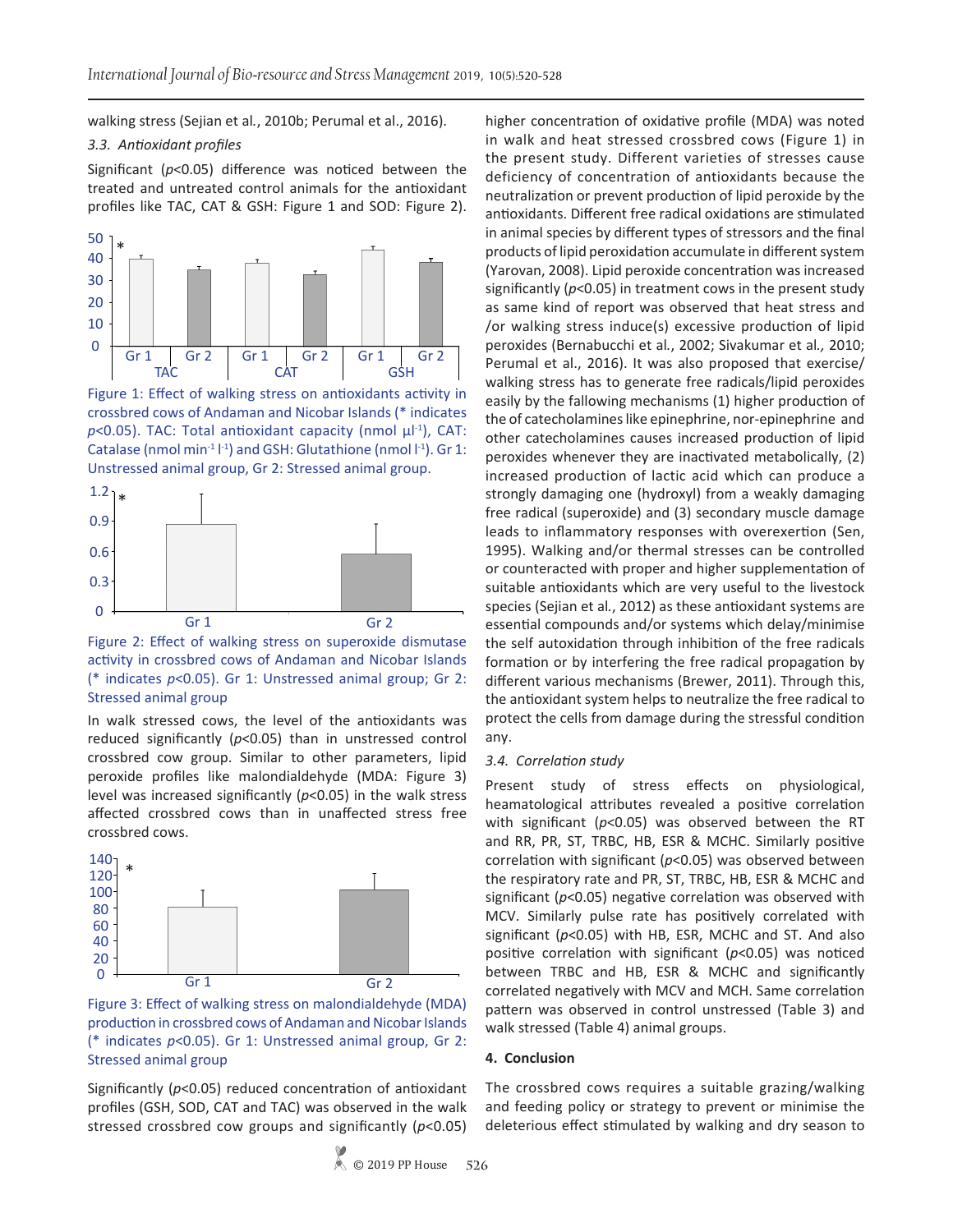walking stress (Sejian et al., 2010b; Perumal et al., 2016).

### 3.3. Antioxidant profiles

Significant ($p$<0.05) difference was noticed between the treated and untreated control animals for the antioxidant profiles like TAC, CAT & GSH: Figure 1 and SOD: Figure 2).

Figure 1: Effect of walking stress on antioxidants activity in crossbred cows of Andaman and Nicobar Islands (* indicates $p$<0.05). TAC: Total antioxidant capacity (nmol µl$^{-1}$), CAT: Catalase (nmol min$^{-1}$ l$^{-1}$) and GSH: Glutathione (nmol l$^{-1}$). Gr 1: Unstressed animal group, Gr 2: Stressed animal group.

Figure 2: Effect of walking stress on superoxide dismutase activity in crossbred cows of Andaman and Nicobar Islands (* indicates $p$<0.05). Gr 1: Unstressed animal group; Gr 2: Stressed animal group

In walk stressed cows, the level of the antioxidants was reduced significantly ($p$<0.05) than in unstressed control crossbred cow group. Similar to other parameters, lipid peroxide profiles like malondialdehyde (MDA: Figure 3) level was increased significantly ($p$<0.05) in the walk stress affected crossbred cows than in unaffected stress free crossbred cows.

Figure 3: Effect of walking stress on malondialdehyde (MDA) production in crossbred cows of Andaman and Nicobar Islands (* indicates $p$<0.05). Gr 1: Unstressed animal group, Gr 2: Stressed animal group

Significantly ($p$<0.05) reduced concentration of antioxidant profiles (GSH, SOD, CAT and TAC) was observed in the walk stressed crossbred cow groups and significantly ($p$<0.05) higher concentration of oxidative profile (MDA) was noted in walk and heat stressed crossbred cows (Figure 1) in the present study. Different varieties of stresses cause deficiency of concentration of antioxidants because the neutralization or prevent production of lipid peroxide by the antioxidants. Different free radical oxidations are stimulated in animal species by different types of stressors and the final products of lipid peroxidation accumulate in different system (Yarovan, 2008). Lipid peroxide concentration was increased significantly ($p$<0.05) in treatment cows in the present study as same kind of report was observed that heat stress and /or walking stress induce(s) excessive production of lipid peroxides (Bernabucchi et al., 2002; Sivakumar et al., 2010; Perumal et al., 2016). It was also proposed that exercise/ walking stress has to generate free radicals/lipid peroxides easily by the fallowing mechanisms (1) higher production of the of catecholamines like epinephrine, nor-epinephrine and other catecholamines causes increased production of lipid peroxides whenever they are inactivated metabolically, (2) increased production of lactic acid which can produce a strongly damaging one (hydroxyl) from a weakly damaging free radical (superoxide) and (3) secondary muscle damage leads to inflammatory responses with overexertion (Sen, 1995). Walking and/or thermal stresses can be controlled or counteracted with proper and higher supplementation of suitable antioxidants which are very useful to the livestock species (Sejian et al., 2012) as these antioxidant systems are essential compounds and/or systems which delay/minimise the self autoxidation through inhibition of the free radicals formation or by interfering the free radical propagation by different various mechanisms (Brewer, 2011). Through this, the antioxidant system helps to neutralize the free radical to protect the cells from damage during the stressful condition any.

### 3.4. Correlation study

Present study of stress effects on physiological, heamatological attributes revealed a positive correlation with significant ($p$<0.05) was observed between the RT and RR, PR, ST, TRBC, HB, ESR & MCHC. Similarly positive correlation with significant ($p$<0.05) was observed between the respiratory rate and PR, ST, TRBC, HB, ESR & MCHC and significant ($p$<0.05) negative correlation was observed with MCV. Similarly pulse rate has positively correlated with significant ($p$<0.05) with HB, ESR, MCHC and ST. And also positive correlation with significant ($p$<0.05) was noticed between TRBC and HB, ESR & MCHC and significantly correlated negatively with MCV and MCH. Same correlation pattern was observed in control unstressed (Table 3) and walk stressed (Table 4) animal groups.

## 4. Conclusion

The crossbred cows requires a suitable grazing/walking and feeding policy or strategy to prevent or minimise the deleterious effect stimulated by walking and dry season to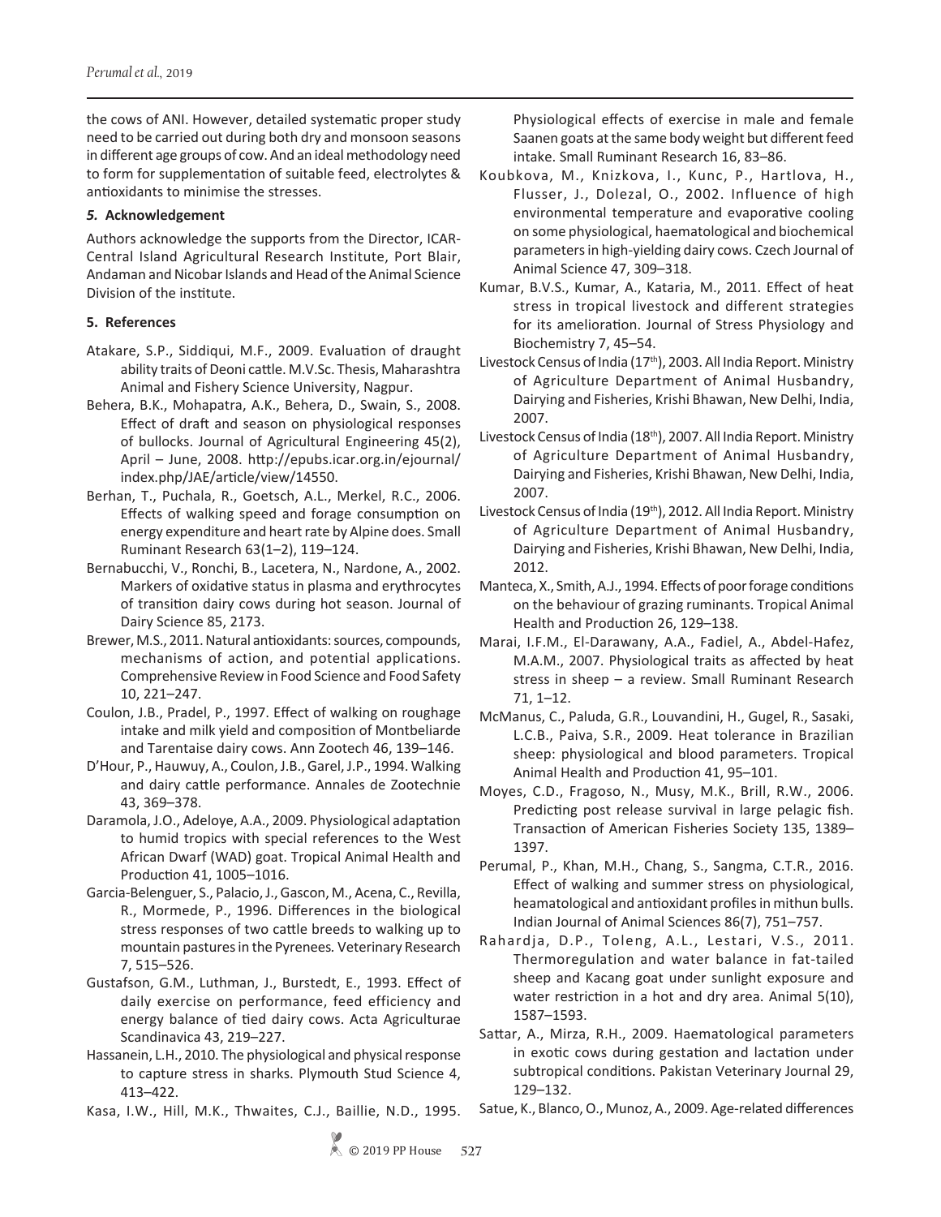the cows of ANI. However, detailed systematic proper study need to be carried out during both dry and monsoon seasons in different age groups of cow. And an ideal methodology need to form for supplementation of suitable feed, electrolytes & antioxidants to minimise the stresses.

## *5.* Acknowledgement

Authors acknowledge the supports from the Director, ICAR-Central Island Agricultural Research Institute, Port Blair, Andaman and Nicobar Islands and Head of the Animal Science Division of the institute.

## 5. References

Atakare, S.P., Siddiqui, M.F., 2009. Evaluation of draught ability traits of Deoni cattle. M.V.Sc. Thesis, Maharashtra Animal and Fishery Science University, Nagpur.

Behera, B.K., Mohapatra, A.K., Behera, D., Swain, S., 2008. Effect of draft and season on physiological responses of bullocks. Journal of Agricultural Engineering 45(2), April – June, 2008. http://epubs.icar.org.in/ejournal/index.php/JAE/article/view/14550.

Berhan, T., Puchala, R., Goetsch, A.L., Merkel, R.C., 2006. Effects of walking speed and forage consumption on energy expenditure and heart rate by Alpine does. Small Ruminant Research 63(1–2), 119–124.

Bernabucchi, V., Ronchi, B., Lacetera, N., Nardone, A., 2002. Markers of oxidative status in plasma and erythrocytes of transition dairy cows during hot season. Journal of Dairy Science 85, 2173.

Brewer, M.S., 2011. Natural antioxidants: sources, compounds, mechanisms of action, and potential applications. Comprehensive Review in Food Science and Food Safety 10, 221–247.

Coulon, J.B., Pradel, P., 1997. Effect of walking on roughage intake and milk yield and composition of Montbeliarde and Tarentaise dairy cows. Ann Zootech 46, 139–146.

D'Hour, P., Hauwuy, A., Coulon, J.B., Garel, J.P., 1994. Walking and dairy cattle performance. Annales de Zootechnie 43, 369–378.

Daramola, J.O., Adeloye, A.A., 2009. Physiological adaptation to humid tropics with special references to the West African Dwarf (WAD) goat. Tropical Animal Health and Production 41, 1005–1016.

Garcia-Belenguer, S., Palacio, J., Gascon, M., Acena, C., Revilla, R., Mormede, P., 1996. Differences in the biological stress responses of two cattle breeds to walking up to mountain pastures in the Pyrenees. Veterinary Research 7, 515–526.

Gustafson, G.M., Luthman, J., Burstedt, E., 1993. Effect of daily exercise on performance, feed efficiency and energy balance of tied dairy cows. Acta Agriculturae Scandinavica 43, 219–227.

Hassanein, L.H., 2010. The physiological and physical response to capture stress in sharks. Plymouth Stud Science 4, 413–422.

Kasa, I.W., Hill, M.K., Thwaites, C.J., Baillie, N.D., 1995. Physiological effects of exercise in male and female Saanen goats at the same body weight but different feed intake. Small Ruminant Research 16, 83–86.

Koubkova, M., Knizkova, I., Kunc, P., Hartlova, H., Flusser, J., Dolezal, O., 2002. Influence of high environmental temperature and evaporative cooling on some physiological, haematological and biochemical parameters in high-yielding dairy cows. Czech Journal of Animal Science 47, 309–318.

Kumar, B.V.S., Kumar, A., Kataria, M., 2011. Effect of heat stress in tropical livestock and different strategies for its amelioration. Journal of Stress Physiology and Biochemistry 7, 45–54.

Livestock Census of India (17th), 2003. All India Report. Ministry of Agriculture Department of Animal Husbandry, Dairying and Fisheries, Krishi Bhawan, New Delhi, India, 2007.

Livestock Census of India (18th), 2007. All India Report. Ministry of Agriculture Department of Animal Husbandry, Dairying and Fisheries, Krishi Bhawan, New Delhi, India, 2007.

Livestock Census of India (19th), 2012. All India Report. Ministry of Agriculture Department of Animal Husbandry, Dairying and Fisheries, Krishi Bhawan, New Delhi, India, 2012.

Manteca, X., Smith, A.J., 1994. Effects of poor forage conditions on the behaviour of grazing ruminants. Tropical Animal Health and Production 26, 129–138.

Marai, I.F.M., El-Darawany, A.A., Fadiel, A., Abdel-Hafez, M.A.M., 2007. Physiological traits as affected by heat stress in sheep – a review. Small Ruminant Research 71, 1–12.

McManus, C., Paluda, G.R., Louvandini, H., Gugel, R., Sasaki, L.C.B., Paiva, S.R., 2009. Heat tolerance in Brazilian sheep: physiological and blood parameters. Tropical Animal Health and Production 41, 95–101.

Moyes, C.D., Fragoso, N., Musy, M.K., Brill, R.W., 2006. Predicting post release survival in large pelagic fish. Transaction of American Fisheries Society 135, 1389–1397.

Perumal, P., Khan, M.H., Chang, S., Sangma, C.T.R., 2016. Effect of walking and summer stress on physiological, heamatological and antioxidant profiles in mithun bulls. Indian Journal of Animal Sciences 86(7), 751–757.

Rahardja, D.P., Toleng, A.L., Lestari, V.S., 2011. Thermoregulation and water balance in fat-tailed sheep and Kacang goat under sunlight exposure and water restriction in a hot and dry area. Animal 5(10), 1587–1593.

Sattar, A., Mirza, R.H., 2009. Haematological parameters in exotic cows during gestation and lactation under subtropical conditions. Pakistan Veterinary Journal 29, 129–132.

Satue, K., Blanco, O., Munoz, A., 2009. Age-related differences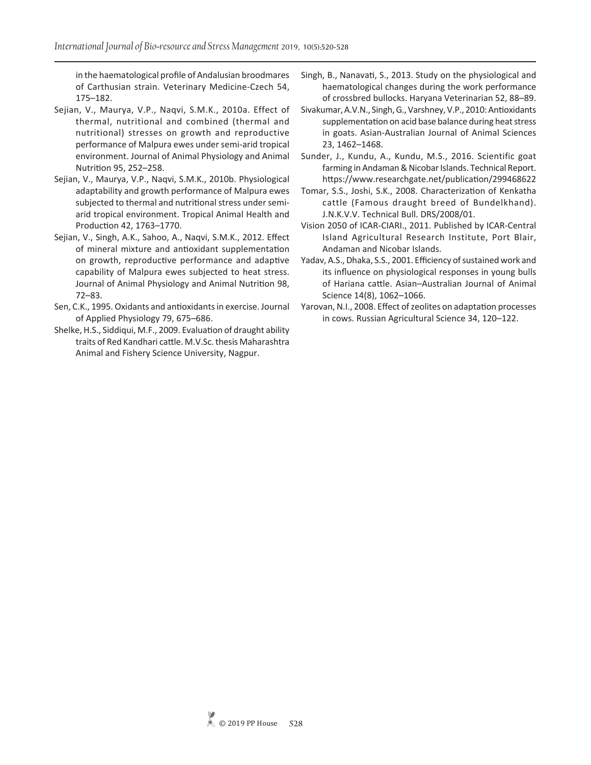in the haematological profile of Andalusian broodmares of Carthusian strain. Veterinary Medicine-Czech 54, 175–182.

Sejian, V., Maurya, V.P., Naqvi, S.M.K., 2010a. Effect of thermal, nutritional and combined (thermal and nutritional) stresses on growth and reproductive performance of Malpura ewes under semi-arid tropical environment. Journal of Animal Physiology and Animal Nutrition 95, 252–258.

Sejian, V., Maurya, V.P., Naqvi, S.M.K., 2010b. Physiological adaptability and growth performance of Malpura ewes subjected to thermal and nutritional stress under semi-arid tropical environment. Tropical Animal Health and Production 42, 1763–1770.

Sejian, V., Singh, A.K., Sahoo, A., Naqvi, S.M.K., 2012. Effect of mineral mixture and antioxidant supplementation on growth, reproductive performance and adaptive capability of Malpura ewes subjected to heat stress. Journal of Animal Physiology and Animal Nutrition 98, 72–83.

Sen, C.K., 1995. Oxidants and antioxidants in exercise. Journal of Applied Physiology 79, 675–686.

Shelke, H.S., Siddiqui, M.F., 2009. Evaluation of draught ability traits of Red Kandhari cattle. M.V.Sc. thesis Maharashtra Animal and Fishery Science University, Nagpur.

Singh, B., Nanavati, S., 2013. Study on the physiological and haematological changes during the work performance of crossbred bullocks. Haryana Veterinarian 52, 88–89.

Sivakumar, A.V.N., Singh, G., Varshney, V.P., 2010: Antioxidants supplementation on acid base balance during heat stress in goats. Asian-Australian Journal of Animal Sciences 23, 1462–1468.

Sunder, J., Kundu, A., Kundu, M.S., 2016. Scientific goat farming in Andaman & Nicobar Islands. Technical Report. https://www.researchgate.net/publication/299468622

Tomar, S.S., Joshi, S.K., 2008. Characterization of Kenkatha cattle (Famous draught breed of Bundelkhand). J.N.K.V.V. Technical Bull. DRS/2008/01.

Vision 2050 of ICAR-CIARI., 2011. Published by ICAR-Central Island Agricultural Research Institute, Port Blair, Andaman and Nicobar Islands.

Yadav, A.S., Dhaka, S.S., 2001. Efficiency of sustained work and its influence on physiological responses in young bulls of Hariana cattle. Asian–Australian Journal of Animal Science 14(8), 1062–1066.

Yarovan, N.I., 2008. Effect of zeolites on adaptation processes in cows. Russian Agricultural Science 34, 120–122.